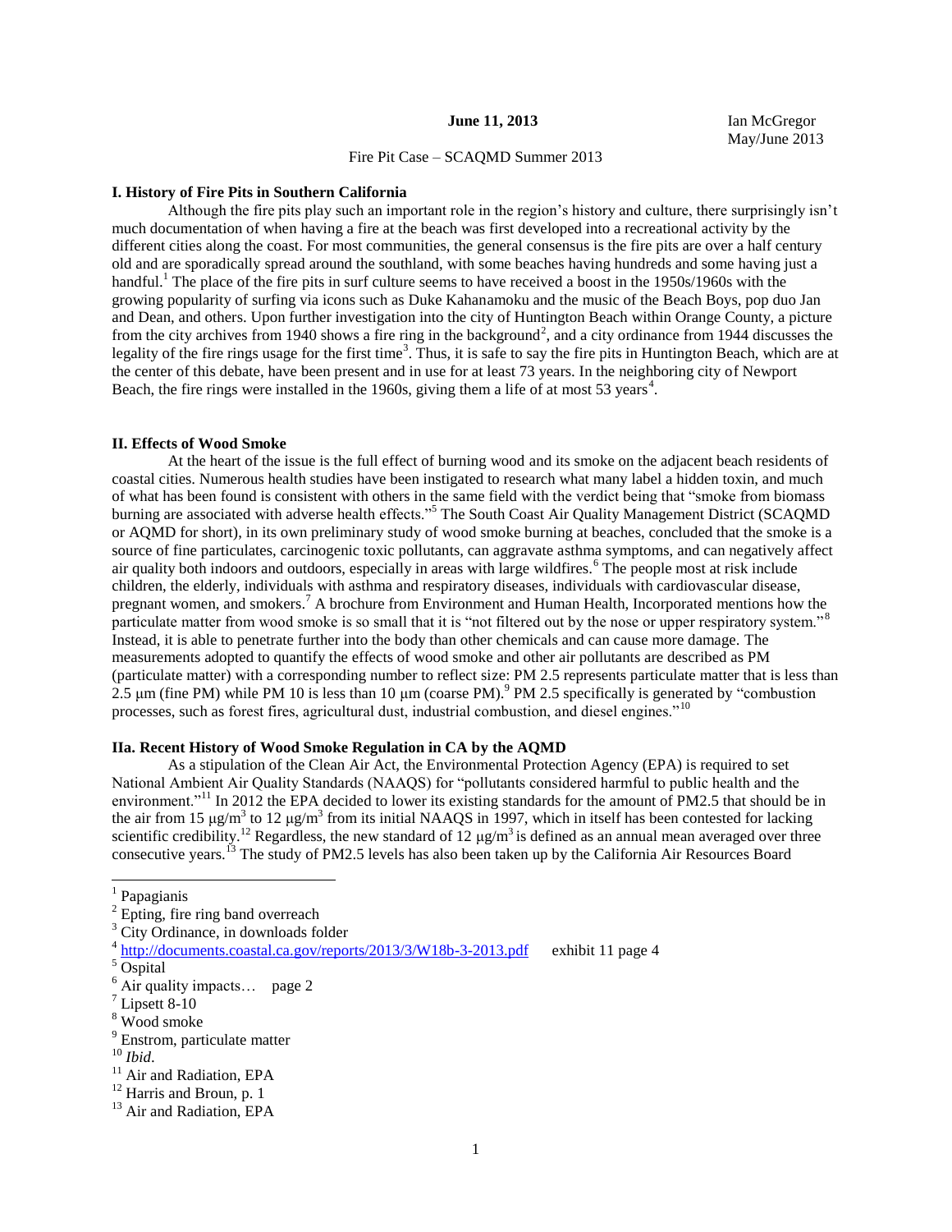**June 11, 2013** Ian McGregor
May/June 2013

Fire Pit Case – SCAQMD Summer 2013

### I. History of Fire Pits in Southern California

Although the fire pits play such an important role in the region's history and culture, there surprisingly isn't much documentation of when having a fire at the beach was first developed into a recreational activity by the different cities along the coast. For most communities, the general consensus is the fire pits are over a half century old and are sporadically spread around the southland, with some beaches having hundreds and some having just a handful.[1] The place of the fire pits in surf culture seems to have received a boost in the 1950s/1960s with the growing popularity of surfing via icons such as Duke Kahanamoku and the music of the Beach Boys, pop duo Jan and Dean, and others. Upon further investigation into the city of Huntington Beach within Orange County, a picture from the city archives from 1940 shows a fire ring in the background[2], and a city ordinance from 1944 discusses the legality of the fire rings usage for the first time[3]. Thus, it is safe to say the fire pits in Huntington Beach, which are at the center of this debate, have been present and in use for at least 73 years. In the neighboring city of Newport Beach, the fire rings were installed in the 1960s, giving them a life of at most 53 years[4].

### II. Effects of Wood Smoke

At the heart of the issue is the full effect of burning wood and its smoke on the adjacent beach residents of coastal cities. Numerous health studies have been instigated to research what many label a hidden toxin, and much of what has been found is consistent with others in the same field with the verdict being that "smoke from biomass burning are associated with adverse health effects."[5] The South Coast Air Quality Management District (SCAQMD or AQMD for short), in its own preliminary study of wood smoke burning at beaches, concluded that the smoke is a source of fine particulates, carcinogenic toxic pollutants, can aggravate asthma symptoms, and can negatively affect air quality both indoors and outdoors, especially in areas with large wildfires.[6] The people most at risk include children, the elderly, individuals with asthma and respiratory diseases, individuals with cardiovascular disease, pregnant women, and smokers.[7] A brochure from Environment and Human Health, Incorporated mentions how the particulate matter from wood smoke is so small that it is "not filtered out by the nose or upper respiratory system."[8] Instead, it is able to penetrate further into the body than other chemicals and can cause more damage. The measurements adopted to quantify the effects of wood smoke and other air pollutants are described as PM (particulate matter) with a corresponding number to reflect size: PM 2.5 represents particulate matter that is less than 2.5 μm (fine PM) while PM 10 is less than 10 μm (coarse PM).[9] PM 2.5 specifically is generated by "combustion processes, such as forest fires, agricultural dust, industrial combustion, and diesel engines."[10]

### IIa. Recent History of Wood Smoke Regulation in CA by the AQMD

As a stipulation of the Clean Air Act, the Environmental Protection Agency (EPA) is required to set National Ambient Air Quality Standards (NAAQS) for "pollutants considered harmful to public health and the environment."[11] In 2012 the EPA decided to lower its existing standards for the amount of PM2.5 that should be in the air from 15 $\mu g/m^3$ to 12 $\mu g/m^3$ from its initial NAAQS in 1997, which in itself has been contested for lacking scientific credibility.[12] Regardless, the new standard of 12 $\mu g/m^3$ is defined as an annual mean averaged over three consecutive years.[13] The study of PM2.5 levels has also been taken up by the California Air Resources Board

---

[1] Papagianis
[2] Epting, fire ring band overreach
[3] City Ordinance, in downloads folder
[4] http://documents.coastal.ca.gov/reports/2013/3/W18b-3-2013.pdf exhibit 11 page 4
[5] Ospital
[6] Air quality impacts… page 2
[7] Lipsett 8-10
[8] Wood smoke
[9] Enstrom, particulate matter
[10] *Ibid*.
[11] Air and Radiation, EPA
[12] Harris and Broun, p. 1
[13] Air and Radiation, EPA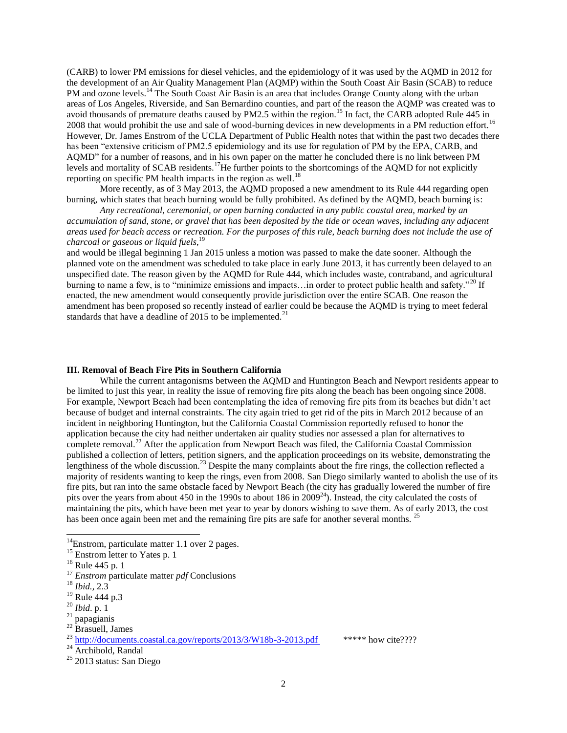(CARB) to lower PM emissions for diesel vehicles, and the epidemiology of it was used by the AQMD in 2012 for the development of an Air Quality Management Plan (AQMP) within the South Coast Air Basin (SCAB) to reduce PM and ozone levels.[14] The South Coast Air Basin is an area that includes Orange County along with the urban areas of Los Angeles, Riverside, and San Bernardino counties, and part of the reason the AQMP was created was to avoid thousands of premature deaths caused by PM2.5 within the region.[15] In fact, the CARB adopted Rule 445 in 2008 that would prohibit the use and sale of wood-burning devices in new developments in a PM reduction effort.[16] However, Dr. James Enstrom of the UCLA Department of Public Health notes that within the past two decades there has been "extensive criticism of PM2.5 epidemiology and its use for regulation of PM by the EPA, CARB, and AQMD" for a number of reasons, and in his own paper on the matter he concluded there is no link between PM levels and mortality of SCAB residents.[17]He further points to the shortcomings of the AQMD for not explicitly reporting on specific PM health impacts in the region as well.[18]

More recently, as of 3 May 2013, the AQMD proposed a new amendment to its Rule 444 regarding open burning, which states that beach burning would be fully prohibited. As defined by the AQMD, beach burning is:

*Any recreational, ceremonial, or open burning conducted in any public coastal area, marked by an accumulation of sand, stone, or gravel that has been deposited by the tide or ocean waves, including any adjacent areas used for beach access or recreation. For the purposes of this rule, beach burning does not include the use of charcoal or gaseous or liquid fuels,*[19]

and would be illegal beginning 1 Jan 2015 unless a motion was passed to make the date sooner. Although the planned vote on the amendment was scheduled to take place in early June 2013, it has currently been delayed to an unspecified date. The reason given by the AQMD for Rule 444, which includes waste, contraband, and agricultural burning to name a few, is to "minimize emissions and impacts…in order to protect public health and safety."[20] If enacted, the new amendment would consequently provide jurisdiction over the entire SCAB. One reason the amendment has been proposed so recently instead of earlier could be because the AQMD is trying to meet federal standards that have a deadline of 2015 to be implemented.[21]

**III. Removal of Beach Fire Pits in Southern California**

While the current antagonisms between the AQMD and Huntington Beach and Newport residents appear to be limited to just this year, in reality the issue of removing fire pits along the beach has been ongoing since 2008. For example, Newport Beach had been contemplating the idea of removing fire pits from its beaches but didn't act because of budget and internal constraints. The city again tried to get rid of the pits in March 2012 because of an incident in neighboring Huntington, but the California Coastal Commission reportedly refused to honor the application because the city had neither undertaken air quality studies nor assessed a plan for alternatives to complete removal.[22] After the application from Newport Beach was filed, the California Coastal Commission published a collection of letters, petition signers, and the application proceedings on its website, demonstrating the lengthiness of the whole discussion.[23] Despite the many complaints about the fire rings, the collection reflected a majority of residents wanting to keep the rings, even from 2008. San Diego similarly wanted to abolish the use of its fire pits, but ran into the same obstacle faced by Newport Beach (the city has gradually lowered the number of fire pits over the years from about 450 in the 1990s to about 186 in 2009[24]). Instead, the city calculated the costs of maintaining the pits, which have been met year to year by donors wishing to save them. As of early 2013, the cost has been once again been met and the remaining fire pits are safe for another several months.[25]

---

[14]Enstrom, particulate matter 1.1 over 2 pages.

[15] Enstrom letter to Yates p. 1

[16] Rule 445 p. 1

[17] *Enstrom* particulate matter *pdf* Conclusions

[18] *Ibid.,* 2.3

[19] Rule 444 p.3

[20] *Ibid*. p. 1

[21] papagianis

[22] Brasuell, James

[23] http://documents.coastal.ca.gov/reports/2013/3/W18b-3-2013.pdf ***** how cite????

[24] Archibold, Randal

[25] 2013 status: San Diego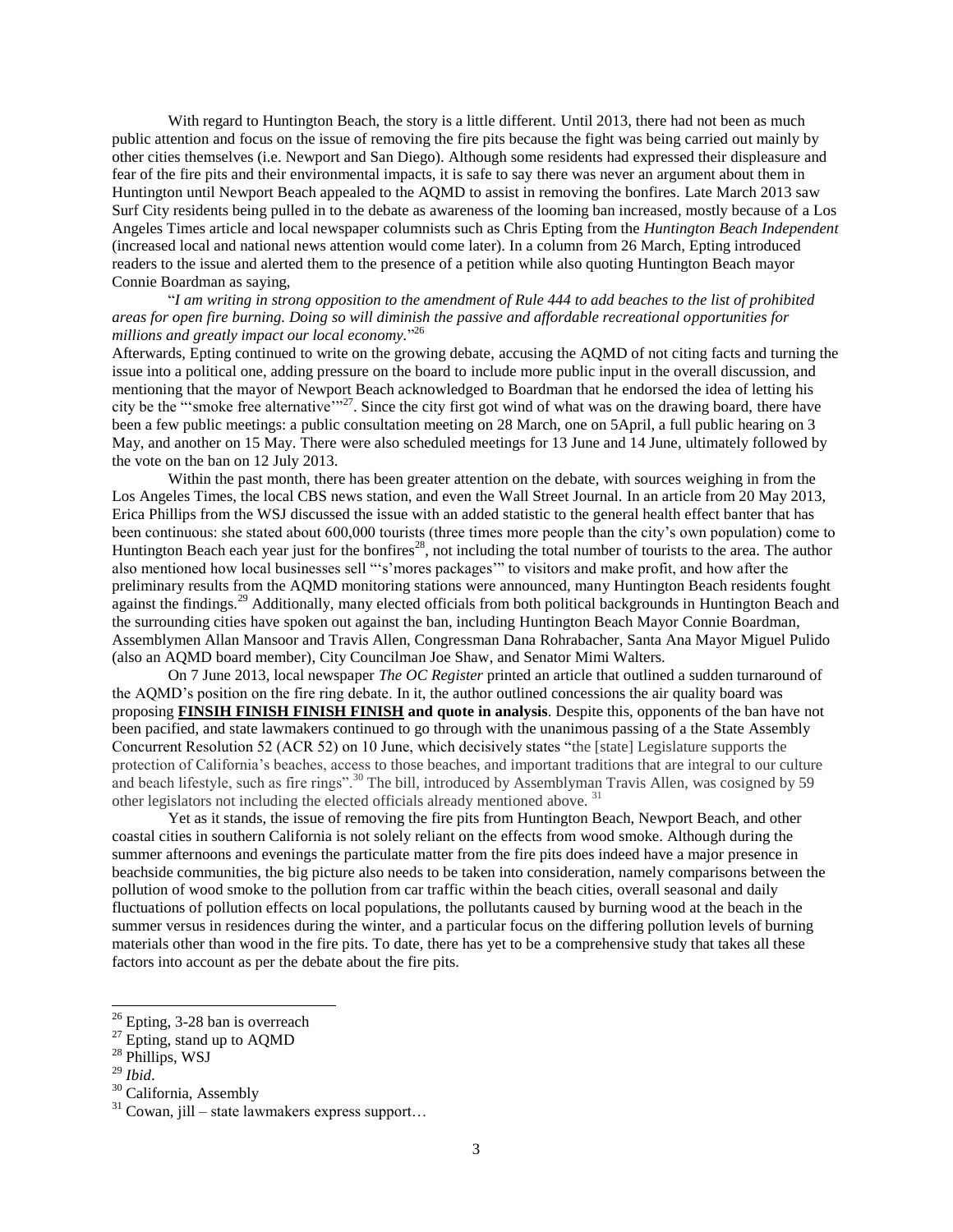With regard to Huntington Beach, the story is a little different. Until 2013, there had not been as much public attention and focus on the issue of removing the fire pits because the fight was being carried out mainly by other cities themselves (i.e. Newport and San Diego). Although some residents had expressed their displeasure and fear of the fire pits and their environmental impacts, it is safe to say there was never an argument about them in Huntington until Newport Beach appealed to the AQMD to assist in removing the bonfires. Late March 2013 saw Surf City residents being pulled in to the debate as awareness of the looming ban increased, mostly because of a Los Angeles Times article and local newspaper columnists such as Chris Epting from the *Huntington Beach Independent* (increased local and national news attention would come later). In a column from 26 March, Epting introduced readers to the issue and alerted them to the presence of a petition while also quoting Huntington Beach mayor Connie Boardman as saying,

"*I am writing in strong opposition to the amendment of Rule 444 to add beaches to the list of prohibited areas for open fire burning. Doing so will diminish the passive and affordable recreational opportunities for millions and greatly impact our local economy.*"[26]

Afterwards, Epting continued to write on the growing debate, accusing the AQMD of not citing facts and turning the issue into a political one, adding pressure on the board to include more public input in the overall discussion, and mentioning that the mayor of Newport Beach acknowledged to Boardman that he endorsed the idea of letting his city be the "'smoke free alternative'"[27]. Since the city first got wind of what was on the drawing board, there have been a few public meetings: a public consultation meeting on 28 March, one on 5April, a full public hearing on 3 May, and another on 15 May. There were also scheduled meetings for 13 June and 14 June, ultimately followed by the vote on the ban on 12 July 2013.

Within the past month, there has been greater attention on the debate, with sources weighing in from the Los Angeles Times, the local CBS news station, and even the Wall Street Journal. In an article from 20 May 2013, Erica Phillips from the WSJ discussed the issue with an added statistic to the general health effect banter that has been continuous: she stated about 600,000 tourists (three times more people than the city's own population) come to Huntington Beach each year just for the bonfires[28], not including the total number of tourists to the area. The author also mentioned how local businesses sell "'s'mores packages'" to visitors and make profit, and how after the preliminary results from the AQMD monitoring stations were announced, many Huntington Beach residents fought against the findings.[29] Additionally, many elected officials from both political backgrounds in Huntington Beach and the surrounding cities have spoken out against the ban, including Huntington Beach Mayor Connie Boardman, Assemblymen Allan Mansoor and Travis Allen, Congressman Dana Rohrabacher, Santa Ana Mayor Miguel Pulido (also an AQMD board member), City Councilman Joe Shaw, and Senator Mimi Walters.

On 7 June 2013, local newspaper *The OC Register* printed an article that outlined a sudden turnaround of the AQMD's position on the fire ring debate. In it, the author outlined concessions the air quality board was proposing **FINSIH FINISH FINISH FINISH and quote in analysis**. Despite this, opponents of the ban have not been pacified, and state lawmakers continued to go through with the unanimous passing of a the State Assembly Concurrent Resolution 52 (ACR 52) on 10 June, which decisively states "the [state] Legislature supports the protection of California's beaches, access to those beaches, and important traditions that are integral to our culture and beach lifestyle, such as fire rings".[30] The bill, introduced by Assemblyman Travis Allen, was cosigned by 59 other legislators not including the elected officials already mentioned above. [31]

Yet as it stands, the issue of removing the fire pits from Huntington Beach, Newport Beach, and other coastal cities in southern California is not solely reliant on the effects from wood smoke. Although during the summer afternoons and evenings the particulate matter from the fire pits does indeed have a major presence in beachside communities, the big picture also needs to be taken into consideration, namely comparisons between the pollution of wood smoke to the pollution from car traffic within the beach cities, overall seasonal and daily fluctuations of pollution effects on local populations, the pollutants caused by burning wood at the beach in the summer versus in residences during the winter, and a particular focus on the differing pollution levels of burning materials other than wood in the fire pits. To date, there has yet to be a comprehensive study that takes all these factors into account as per the debate about the fire pits.

---

[26] Epting, 3-28 ban is overreach

[27] Epting, stand up to AQMD

[28] Phillips, WSJ

[29] *Ibid.*

[30] California, Assembly

[31] Cowan, jill – state lawmakers express support…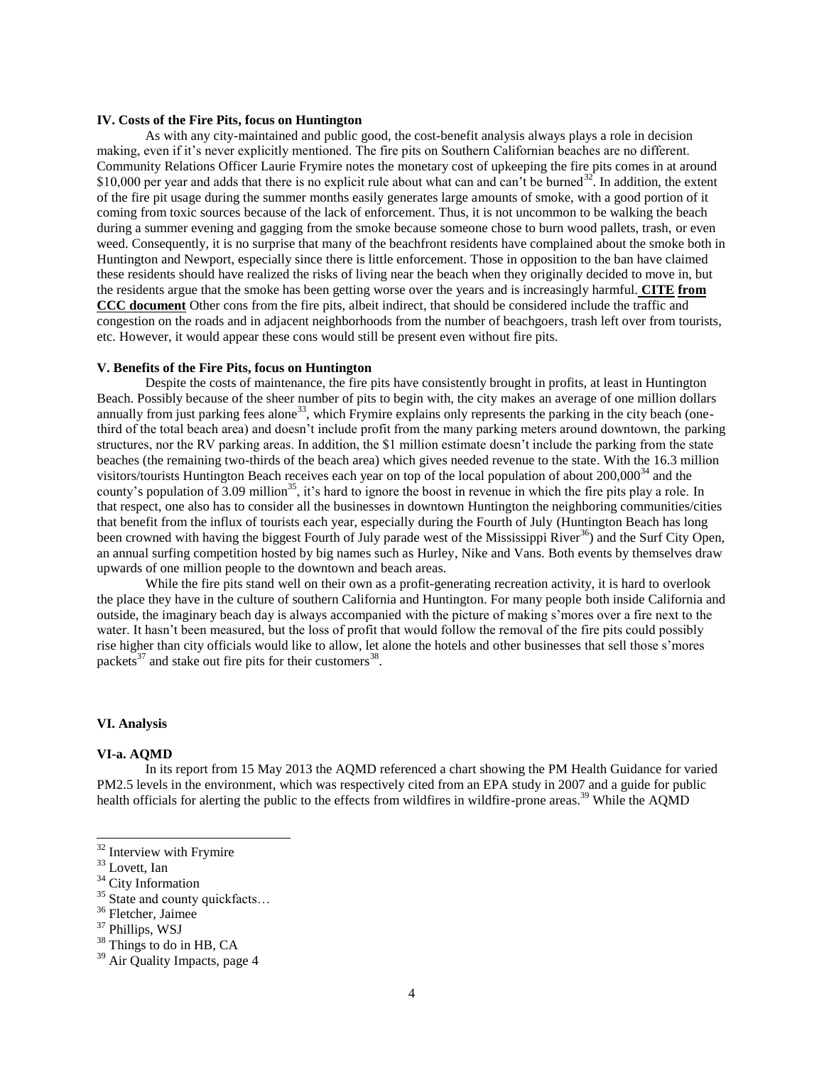### IV. Costs of the Fire Pits, focus on Huntington

As with any city-maintained and public good, the cost-benefit analysis always plays a role in decision making, even if it's never explicitly mentioned. The fire pits on Southern Californian beaches are no different. Community Relations Officer Laurie Frymire notes the monetary cost of upkeeping the fire pits comes in at around $10,000 per year and adds that there is no explicit rule about what can and can't be burned[32]. In addition, the extent of the fire pit usage during the summer months easily generates large amounts of smoke, with a good portion of it coming from toxic sources because of the lack of enforcement. Thus, it is not uncommon to be walking the beach during a summer evening and gagging from the smoke because someone chose to burn wood pallets, trash, or even weed. Consequently, it is no surprise that many of the beachfront residents have complained about the smoke both in Huntington and Newport, especially since there is little enforcement. Those in opposition to the ban have claimed these residents should have realized the risks of living near the beach when they originally decided to move in, but the residents argue that the smoke has been getting worse over the years and is increasingly harmful. **CITE from CCC document** Other cons from the fire pits, albeit indirect, that should be considered include the traffic and congestion on the roads and in adjacent neighborhoods from the number of beachgoers, trash left over from tourists, etc. However, it would appear these cons would still be present even without fire pits.

### V. Benefits of the Fire Pits, focus on Huntington

Despite the costs of maintenance, the fire pits have consistently brought in profits, at least in Huntington Beach. Possibly because of the sheer number of pits to begin with, the city makes an average of one million dollars annually from just parking fees alone[33], which Frymire explains only represents the parking in the city beach (one-third of the total beach area) and doesn't include profit from the many parking meters around downtown, the parking structures, nor the RV parking areas. In addition, the $1 million estimate doesn't include the parking from the state beaches (the remaining two-thirds of the beach area) which gives needed revenue to the state. With the 16.3 million visitors/tourists Huntington Beach receives each year on top of the local population of about 200,000[34] and the county's population of 3.09 million[35], it's hard to ignore the boost in revenue in which the fire pits play a role. In that respect, one also has to consider all the businesses in downtown Huntington the neighboring communities/cities that benefit from the influx of tourists each year, especially during the Fourth of July (Huntington Beach has long been crowned with having the biggest Fourth of July parade west of the Mississippi River[36]) and the Surf City Open, an annual surfing competition hosted by big names such as Hurley, Nike and Vans. Both events by themselves draw upwards of one million people to the downtown and beach areas.

While the fire pits stand well on their own as a profit-generating recreation activity, it is hard to overlook the place they have in the culture of southern California and Huntington. For many people both inside California and outside, the imaginary beach day is always accompanied with the picture of making s'mores over a fire next to the water. It hasn't been measured, but the loss of profit that would follow the removal of the fire pits could possibly rise higher than city officials would like to allow, let alone the hotels and other businesses that sell those s'mores packets[37] and stake out fire pits for their customers[38].

### VI. Analysis

#### VI-a. AQMD

In its report from 15 May 2013 the AQMD referenced a chart showing the PM Health Guidance for varied PM2.5 levels in the environment, which was respectively cited from an EPA study in 2007 and a guide for public health officials for alerting the public to the effects from wildfires in wildfire-prone areas.[39] While the AQMD

---

[32] Interview with Frymire

[33] Lovett, Ian

[34] City Information

[35] State and county quickfacts…

[36] Fletcher, Jaimee

[37] Phillips, WSJ

[38] Things to do in HB, CA

[39] Air Quality Impacts, page 4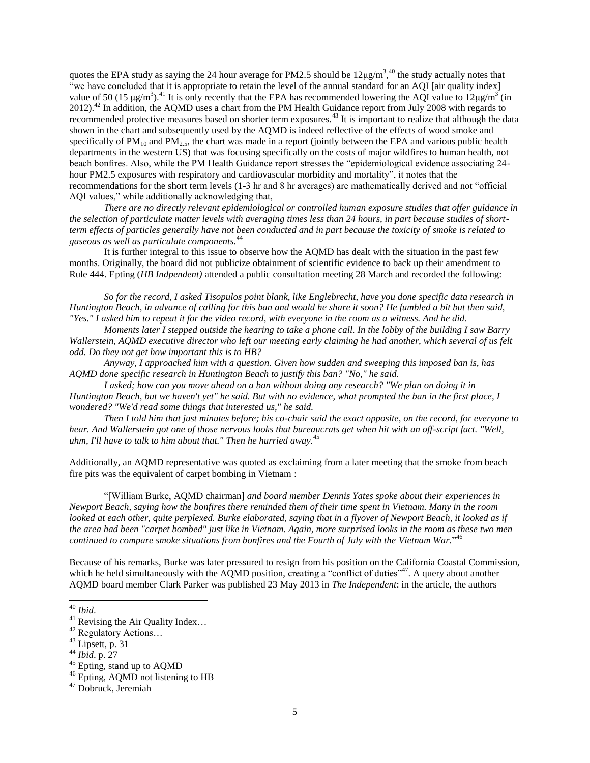quotes the EPA study as saying the 24 hour average for PM2.5 should be $12\mu g/m^3$,[40] the study actually notes that "we have concluded that it is appropriate to retain the level of the annual standard for an AQI [air quality index] value of 50 ($15\ \mu g/m^3$).[41] It is only recently that the EPA has recommended lowering the AQI value to $12\mu g/m^3$ (in 2012).[42] In addition, the AQMD uses a chart from the PM Health Guidance report from July 2008 with regards to recommended protective measures based on shorter term exposures.[43] It is important to realize that although the data shown in the chart and subsequently used by the AQMD is indeed reflective of the effects of wood smoke and specifically of $PM_{10}$ and $PM_{2.5}$, the chart was made in a report (jointly between the EPA and various public health departments in the western US) that was focusing specifically on the costs of major wildfires to human health, not beach bonfires. Also, while the PM Health Guidance report stresses the "epidemiological evidence associating 24-hour PM2.5 exposures with respiratory and cardiovascular morbidity and mortality", it notes that the recommendations for the short term levels (1-3 hr and 8 hr averages) are mathematically derived and not "official AQI values," while additionally acknowledging that,

*There are no directly relevant epidemiological or controlled human exposure studies that offer guidance in the selection of particulate matter levels with averaging times less than 24 hours, in part because studies of short-term effects of particles generally have not been conducted and in part because the toxicity of smoke is related to gaseous as well as particulate components.*[44]

It is further integral to this issue to observe how the AQMD has dealt with the situation in the past few months. Originally, the board did not publicize obtainment of scientific evidence to back up their amendment to Rule 444. Epting (*HB Indpendent)* attended a public consultation meeting 28 March and recorded the following:

*So for the record, I asked Tisopulos point blank, like Englebrecht, have you done specific data research in Huntington Beach, in advance of calling for this ban and would he share it soon? He fumbled a bit but then said, "Yes." I asked him to repeat it for the video record, with everyone in the room as a witness. And he did.*

*Moments later I stepped outside the hearing to take a phone call. In the lobby of the building I saw Barry Wallerstein, AQMD executive director who left our meeting early claiming he had another, which several of us felt odd. Do they not get how important this is to HB?*

*Anyway, I approached him with a question. Given how sudden and sweeping this imposed ban is, has AQMD done specific research in Huntington Beach to justify this ban? "No," he said.*

*I asked; how can you move ahead on a ban without doing any research? "We plan on doing it in Huntington Beach, but we haven't yet" he said. But with no evidence, what prompted the ban in the first place, I wondered? "We'd read some things that interested us," he said.*

*Then I told him that just minutes before; his co-chair said the exact opposite, on the record, for everyone to hear. And Wallerstein got one of those nervous looks that bureaucrats get when hit with an off-script fact. "Well, uhm, I'll have to talk to him about that." Then he hurried away.*[45]

Additionally, an AQMD representative was quoted as exclaiming from a later meeting that the smoke from beach fire pits was the equivalent of carpet bombing in Vietnam :

"[William Burke, AQMD chairman] *and board member Dennis Yates spoke about their experiences in Newport Beach, saying how the bonfires there reminded them of their time spent in Vietnam. Many in the room looked at each other, quite perplexed. Burke elaborated, saying that in a flyover of Newport Beach, it looked as if the area had been "carpet bombed" just like in Vietnam. Again, more surprised looks in the room as these two men continued to compare smoke situations from bonfires and the Fourth of July with the Vietnam War.*"[46]

Because of his remarks, Burke was later pressured to resign from his position on the California Coastal Commission, which he held simultaneously with the AQMD position, creating a "conflict of duties"[47]. A query about another AQMD board member Clark Parker was published 23 May 2013 in *The Independent*: in the article, the authors

---

[40] *Ibid*.

[41] Revising the Air Quality Index…

[42] Regulatory Actions…

[43] Lipsett, p. 31

[44] *Ibid*. p. 27

[45] Epting, stand up to AQMD

[46] Epting, AQMD not listening to HB

[47] Dobruck, Jeremiah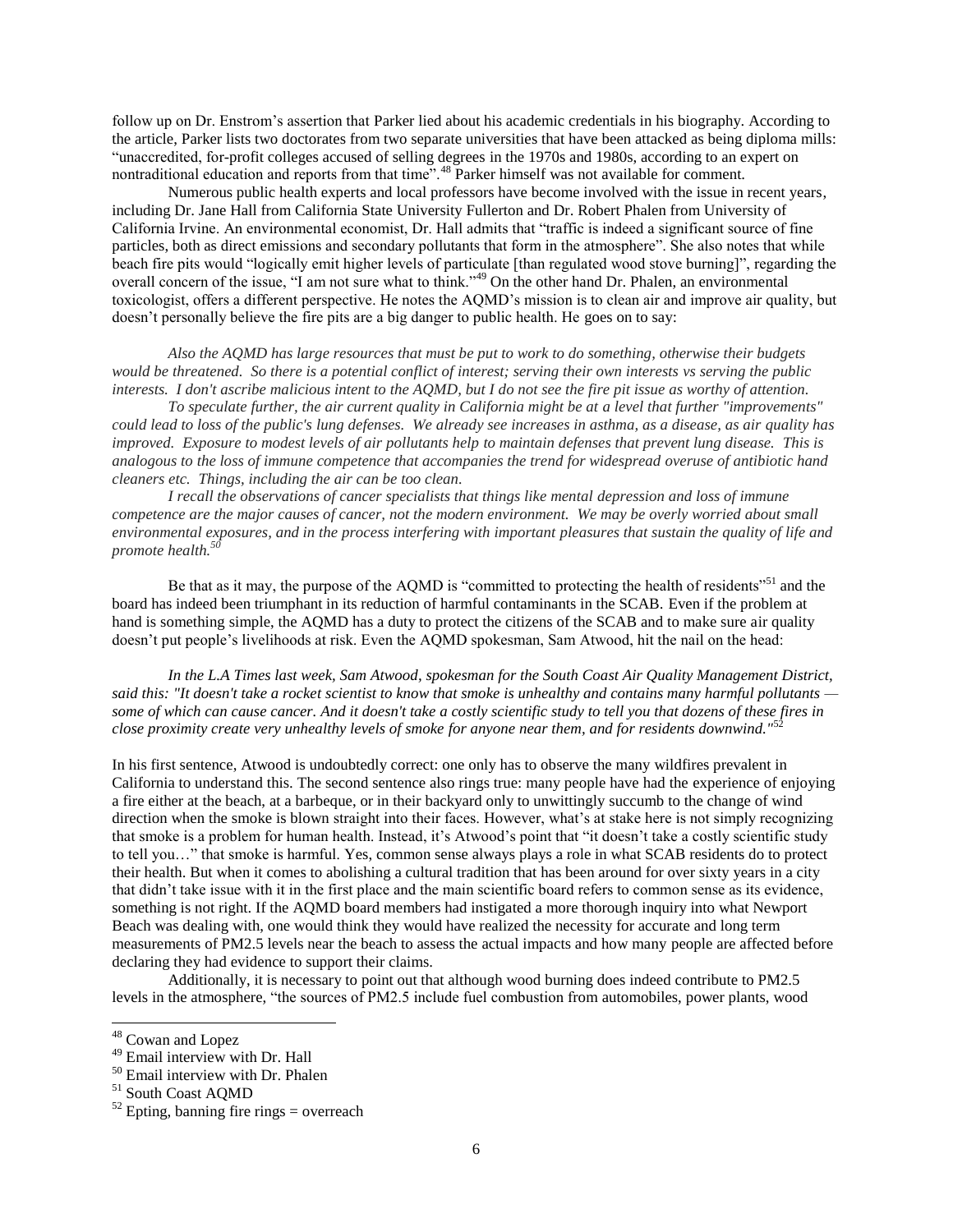follow up on Dr. Enstrom's assertion that Parker lied about his academic credentials in his biography. According to the article, Parker lists two doctorates from two separate universities that have been attacked as being diploma mills: "unaccredited, for-profit colleges accused of selling degrees in the 1970s and 1980s, according to an expert on nontraditional education and reports from that time".[48] Parker himself was not available for comment.

Numerous public health experts and local professors have become involved with the issue in recent years, including Dr. Jane Hall from California State University Fullerton and Dr. Robert Phalen from University of California Irvine. An environmental economist, Dr. Hall admits that "traffic is indeed a significant source of fine particles, both as direct emissions and secondary pollutants that form in the atmosphere". She also notes that while beach fire pits would "logically emit higher levels of particulate [than regulated wood stove burning]", regarding the overall concern of the issue, "I am not sure what to think."[49] On the other hand Dr. Phalen, an environmental toxicologist, offers a different perspective. He notes the AQMD's mission is to clean air and improve air quality, but doesn't personally believe the fire pits are a big danger to public health. He goes on to say:

> *Also the AQMD has large resources that must be put to work to do something, otherwise their budgets would be threatened. So there is a potential conflict of interest; serving their own interests vs serving the public interests. I don't ascribe malicious intent to the AQMD, but I do not see the fire pit issue as worthy of attention.*
>
> *To speculate further, the air current quality in California might be at a level that further "improvements" could lead to loss of the public's lung defenses. We already see increases in asthma, as a disease, as air quality has improved. Exposure to modest levels of air pollutants help to maintain defenses that prevent lung disease. This is analogous to the loss of immune competence that accompanies the trend for widespread overuse of antibiotic hand cleaners etc. Things, including the air can be too clean.*
>
> *I recall the observations of cancer specialists that things like mental depression and loss of immune competence are the major causes of cancer, not the modern environment. We may be overly worried about small environmental exposures, and in the process interfering with important pleasures that sustain the quality of life and promote health.*[50]

Be that as it may, the purpose of the AQMD is "committed to protecting the health of residents"[51] and the board has indeed been triumphant in its reduction of harmful contaminants in the SCAB. Even if the problem at hand is something simple, the AQMD has a duty to protect the citizens of the SCAB and to make sure air quality doesn't put people's livelihoods at risk. Even the AQMD spokesman, Sam Atwood, hit the nail on the head:

> *In the L.A Times last week, Sam Atwood, spokesman for the South Coast Air Quality Management District, said this: "It doesn't take a rocket scientist to know that smoke is unhealthy and contains many harmful pollutants — some of which can cause cancer. And it doesn't take a costly scientific study to tell you that dozens of these fires in close proximity create very unhealthy levels of smoke for anyone near them, and for residents downwind."*[52]

In his first sentence, Atwood is undoubtedly correct: one only has to observe the many wildfires prevalent in California to understand this. The second sentence also rings true: many people have had the experience of enjoying a fire either at the beach, at a barbeque, or in their backyard only to unwittingly succumb to the change of wind direction when the smoke is blown straight into their faces. However, what's at stake here is not simply recognizing that smoke is a problem for human health. Instead, it's Atwood's point that "it doesn't take a costly scientific study to tell you…" that smoke is harmful. Yes, common sense always plays a role in what SCAB residents do to protect their health. But when it comes to abolishing a cultural tradition that has been around for over sixty years in a city that didn't take issue with it in the first place and the main scientific board refers to common sense as its evidence, something is not right. If the AQMD board members had instigated a more thorough inquiry into what Newport Beach was dealing with, one would think they would have realized the necessity for accurate and long term measurements of PM2.5 levels near the beach to assess the actual impacts and how many people are affected before declaring they had evidence to support their claims.

Additionally, it is necessary to point out that although wood burning does indeed contribute to PM2.5 levels in the atmosphere, "the sources of PM2.5 include fuel combustion from automobiles, power plants, wood

---

[48] Cowan and Lopez

[49] Email interview with Dr. Hall

[50] Email interview with Dr. Phalen

[51] South Coast AQMD

[52] Epting, banning fire rings = overreach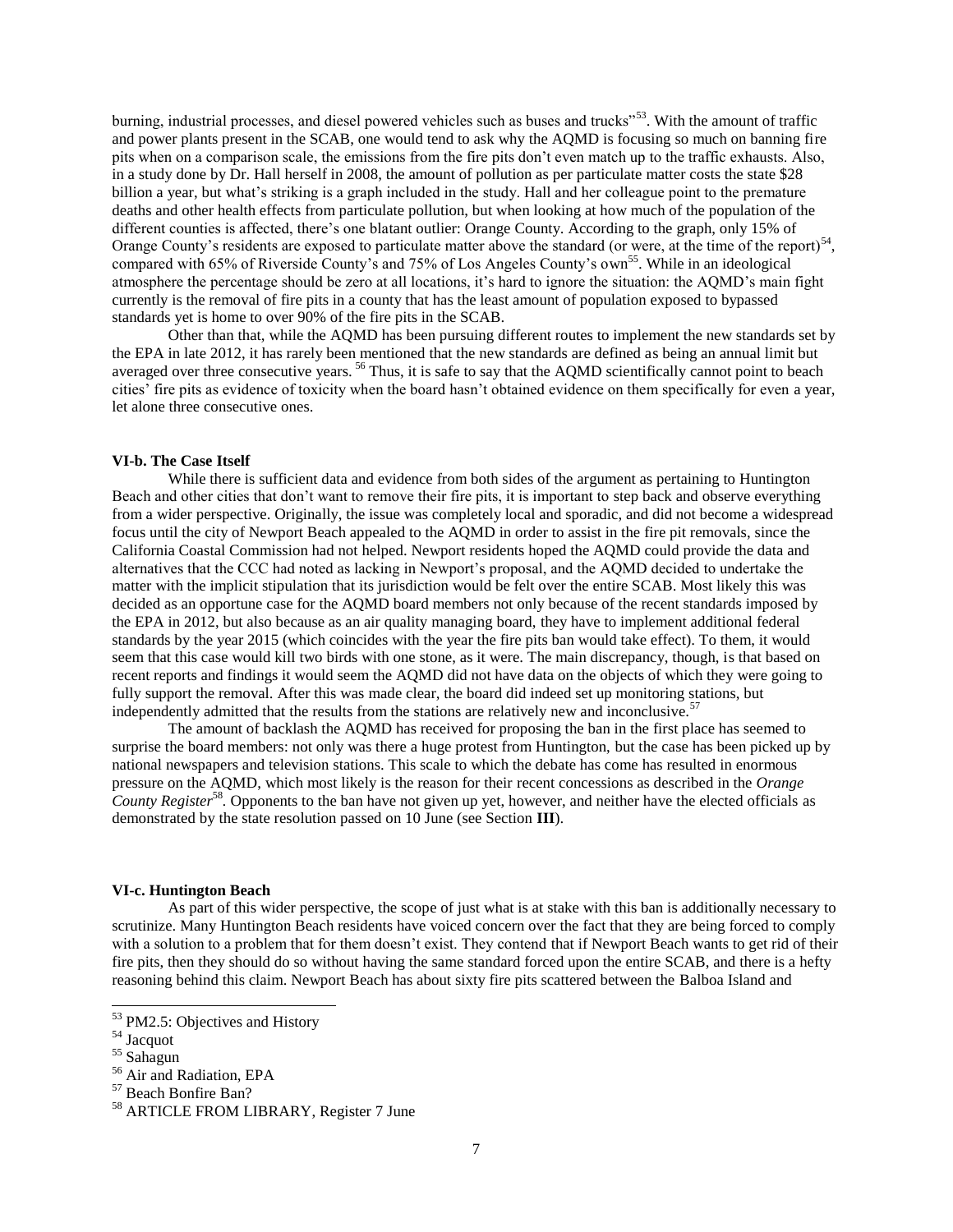burning, industrial processes, and diesel powered vehicles such as buses and trucks"[53]. With the amount of traffic and power plants present in the SCAB, one would tend to ask why the AQMD is focusing so much on banning fire pits when on a comparison scale, the emissions from the fire pits don't even match up to the traffic exhausts. Also, in a study done by Dr. Hall herself in 2008, the amount of pollution as per particulate matter costs the state $28 billion a year, but what's striking is a graph included in the study. Hall and her colleague point to the premature deaths and other health effects from particulate pollution, but when looking at how much of the population of the different counties is affected, there's one blatant outlier: Orange County. According to the graph, only 15% of Orange County's residents are exposed to particulate matter above the standard (or were, at the time of the report)[54], compared with 65% of Riverside County's and 75% of Los Angeles County's own[55]. While in an ideological atmosphere the percentage should be zero at all locations, it's hard to ignore the situation: the AQMD's main fight currently is the removal of fire pits in a county that has the least amount of population exposed to bypassed standards yet is home to over 90% of the fire pits in the SCAB.

Other than that, while the AQMD has been pursuing different routes to implement the new standards set by the EPA in late 2012, it has rarely been mentioned that the new standards are defined as being an annual limit but averaged over three consecutive years. [56] Thus, it is safe to say that the AQMD scientifically cannot point to beach cities' fire pits as evidence of toxicity when the board hasn't obtained evidence on them specifically for even a year, let alone three consecutive ones.

#### VI-b. The Case Itself

While there is sufficient data and evidence from both sides of the argument as pertaining to Huntington Beach and other cities that don't want to remove their fire pits, it is important to step back and observe everything from a wider perspective. Originally, the issue was completely local and sporadic, and did not become a widespread focus until the city of Newport Beach appealed to the AQMD in order to assist in the fire pit removals, since the California Coastal Commission had not helped. Newport residents hoped the AQMD could provide the data and alternatives that the CCC had noted as lacking in Newport's proposal, and the AQMD decided to undertake the matter with the implicit stipulation that its jurisdiction would be felt over the entire SCAB. Most likely this was decided as an opportune case for the AQMD board members not only because of the recent standards imposed by the EPA in 2012, but also because as an air quality managing board, they have to implement additional federal standards by the year 2015 (which coincides with the year the fire pits ban would take effect). To them, it would seem that this case would kill two birds with one stone, as it were. The main discrepancy, though, is that based on recent reports and findings it would seem the AQMD did not have data on the objects of which they were going to fully support the removal. After this was made clear, the board did indeed set up monitoring stations, but independently admitted that the results from the stations are relatively new and inconclusive.[57]

The amount of backlash the AQMD has received for proposing the ban in the first place has seemed to surprise the board members: not only was there a huge protest from Huntington, but the case has been picked up by national newspapers and television stations. This scale to which the debate has come has resulted in enormous pressure on the AQMD, which most likely is the reason for their recent concessions as described in the *Orange County Register*[58]. Opponents to the ban have not given up yet, however, and neither have the elected officials as demonstrated by the state resolution passed on 10 June (see Section **III**).

#### VI-c. Huntington Beach

As part of this wider perspective, the scope of just what is at stake with this ban is additionally necessary to scrutinize. Many Huntington Beach residents have voiced concern over the fact that they are being forced to comply with a solution to a problem that for them doesn't exist. They contend that if Newport Beach wants to get rid of their fire pits, then they should do so without having the same standard forced upon the entire SCAB, and there is a hefty reasoning behind this claim. Newport Beach has about sixty fire pits scattered between the Balboa Island and

---

[53] PM2.5: Objectives and History

[54] Jacquot

[55] Sahagun

[56] Air and Radiation, EPA

[57] Beach Bonfire Ban?

[58] ARTICLE FROM LIBRARY, Register 7 June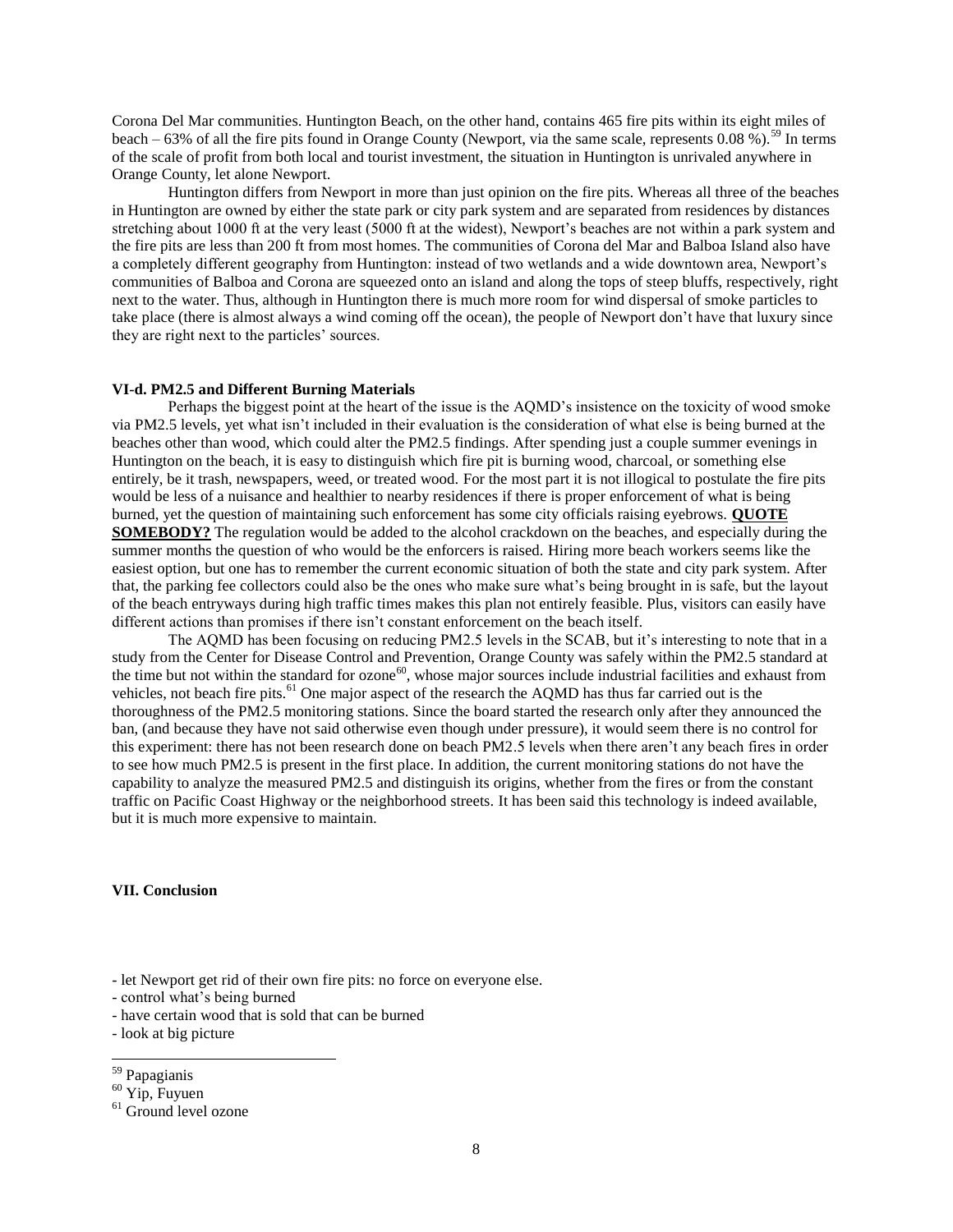Corona Del Mar communities. Huntington Beach, on the other hand, contains 465 fire pits within its eight miles of beach – 63% of all the fire pits found in Orange County (Newport, via the same scale, represents 0.08 %).[59] In terms of the scale of profit from both local and tourist investment, the situation in Huntington is unrivaled anywhere in Orange County, let alone Newport.

Huntington differs from Newport in more than just opinion on the fire pits. Whereas all three of the beaches in Huntington are owned by either the state park or city park system and are separated from residences by distances stretching about 1000 ft at the very least (5000 ft at the widest), Newport's beaches are not within a park system and the fire pits are less than 200 ft from most homes. The communities of Corona del Mar and Balboa Island also have a completely different geography from Huntington: instead of two wetlands and a wide downtown area, Newport's communities of Balboa and Corona are squeezed onto an island and along the tops of steep bluffs, respectively, right next to the water. Thus, although in Huntington there is much more room for wind dispersal of smoke particles to take place (there is almost always a wind coming off the ocean), the people of Newport don't have that luxury since they are right next to the particles' sources.

### VI-d. PM2.5 and Different Burning Materials

Perhaps the biggest point at the heart of the issue is the AQMD's insistence on the toxicity of wood smoke via PM2.5 levels, yet what isn't included in their evaluation is the consideration of what else is being burned at the beaches other than wood, which could alter the PM2.5 findings. After spending just a couple summer evenings in Huntington on the beach, it is easy to distinguish which fire pit is burning wood, charcoal, or something else entirely, be it trash, newspapers, weed, or treated wood. For the most part it is not illogical to postulate the fire pits would be less of a nuisance and healthier to nearby residences if there is proper enforcement of what is being burned, yet the question of maintaining such enforcement has some city officials raising eyebrows. **QUOTE SOMEBODY?** The regulation would be added to the alcohol crackdown on the beaches, and especially during the summer months the question of who would be the enforcers is raised. Hiring more beach workers seems like the easiest option, but one has to remember the current economic situation of both the state and city park system. After that, the parking fee collectors could also be the ones who make sure what's being brought in is safe, but the layout of the beach entryways during high traffic times makes this plan not entirely feasible. Plus, visitors can easily have different actions than promises if there isn't constant enforcement on the beach itself.

The AQMD has been focusing on reducing PM2.5 levels in the SCAB, but it's interesting to note that in a study from the Center for Disease Control and Prevention, Orange County was safely within the PM2.5 standard at the time but not within the standard for ozone[60], whose major sources include industrial facilities and exhaust from vehicles, not beach fire pits.[61] One major aspect of the research the AQMD has thus far carried out is the thoroughness of the PM2.5 monitoring stations. Since the board started the research only after they announced the ban, (and because they have not said otherwise even though under pressure), it would seem there is no control for this experiment: there has not been research done on beach PM2.5 levels when there aren't any beach fires in order to see how much PM2.5 is present in the first place. In addition, the current monitoring stations do not have the capability to analyze the measured PM2.5 and distinguish its origins, whether from the fires or from the constant traffic on Pacific Coast Highway or the neighborhood streets. It has been said this technology is indeed available, but it is much more expensive to maintain.

## VII. Conclusion

- let Newport get rid of their own fire pits: no force on everyone else.
- control what's being burned
- have certain wood that is sold that can be burned
- look at big picture

[59] Papagianis

[60] Yip, Fuyuen

[61] Ground level ozone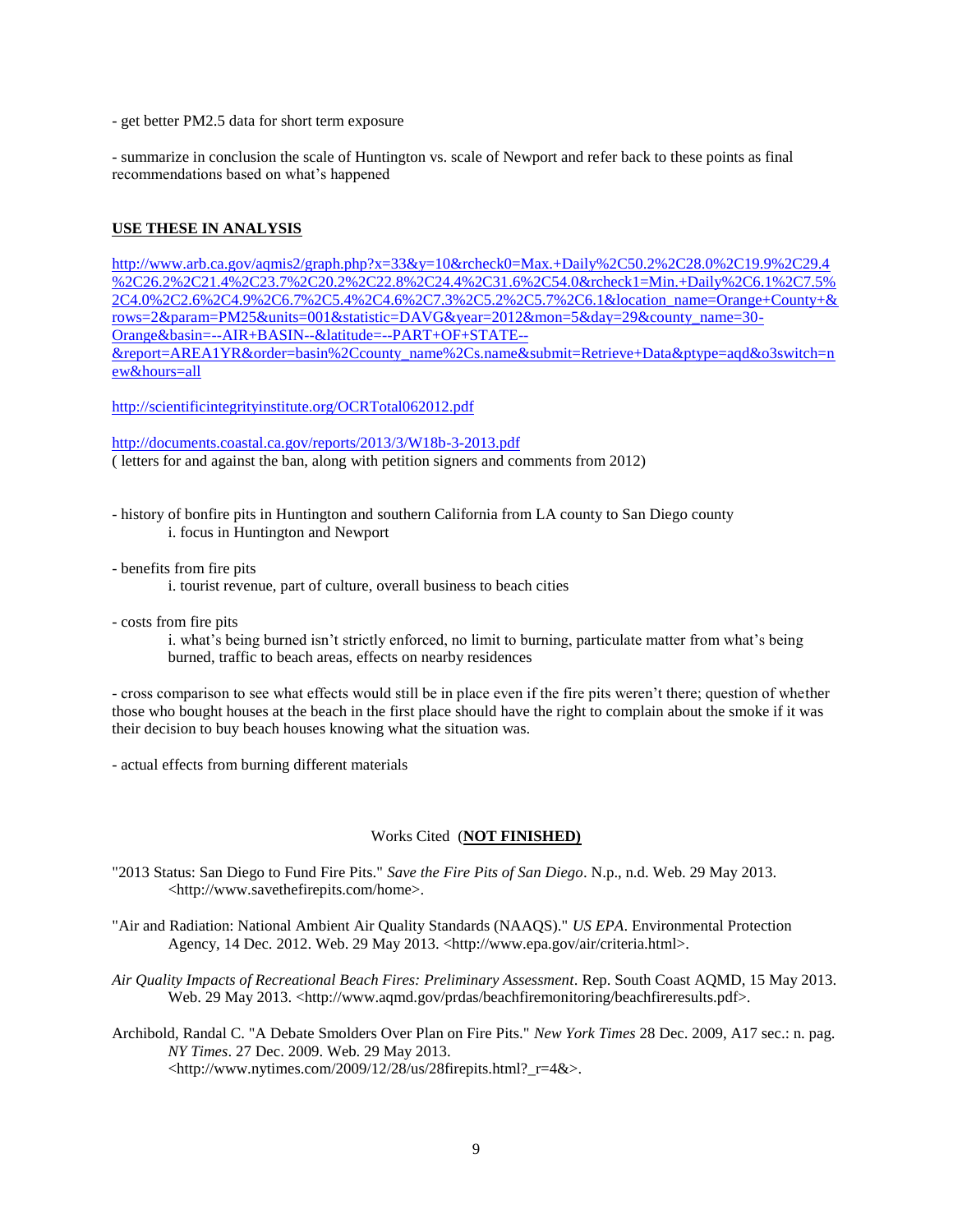- get better PM2.5 data for short term exposure

- summarize in conclusion the scale of Huntington vs. scale of Newport and refer back to these points as final recommendations based on what's happened

**USE THESE IN ANALYSIS**

http://www.arb.ca.gov/aqmis2/graph.php?x=33&y=10&rcheck0=Max.+Daily%2C50.2%2C28.0%2C19.9%2C29.4%2C26.2%2C21.4%2C23.7%2C20.2%2C22.8%2C24.4%2C31.6%2C54.0&rcheck1=Min.+Daily%2C6.1%2C7.5%2C4.0%2C2.6%2C4.9%2C6.7%2C5.4%2C4.6%2C7.3%2C5.2%2C5.7%2C6.1&location_name=Orange+County+&rows=2&param=PM25&units=001&statistic=DAVG&year=2012&mon=5&day=29&county_name=30-Orange&basin=--AIR+BASIN--&latitude=--PART+OF+STATE--&report=AREA1YR&order=basin%2Ccounty_name%2Cs.name&submit=Retrieve+Data&ptype=aqd&o3switch=new&hours=all

http://scientificintegrityinstitute.org/OCRTotal062012.pdf

http://documents.coastal.ca.gov/reports/2013/3/W18b-3-2013.pdf
( letters for and against the ban, along with petition signers and comments from 2012)

- history of bonfire pits in Huntington and southern California from LA county to San Diego county
  i. focus in Huntington and Newport

- benefits from fire pits
  i. tourist revenue, part of culture, overall business to beach cities

- costs from fire pits
  i. what's being burned isn't strictly enforced, no limit to burning, particulate matter from what's being burned, traffic to beach areas, effects on nearby residences

- cross comparison to see what effects would still be in place even if the fire pits weren't there; question of whether those who bought houses at the beach in the first place should have the right to complain about the smoke if it was their decision to buy beach houses knowing what the situation was.

- actual effects from burning different materials

Works Cited (**NOT FINISHED)**

"2013 Status: San Diego to Fund Fire Pits." *Save the Fire Pits of San Diego*. N.p., n.d. Web. 29 May 2013. <http://www.savethefirepits.com/home>.

"Air and Radiation: National Ambient Air Quality Standards (NAAQS)." *US EPA*. Environmental Protection Agency, 14 Dec. 2012. Web. 29 May 2013. <http://www.epa.gov/air/criteria.html>.

*Air Quality Impacts of Recreational Beach Fires: Preliminary Assessment*. Rep. South Coast AQMD, 15 May 2013. Web. 29 May 2013. <http://www.aqmd.gov/prdas/beachfiremonitoring/beachfireresults.pdf>.

Archibold, Randal C. "A Debate Smolders Over Plan on Fire Pits." *New York Times* 28 Dec. 2009, A17 sec.: n. pag. *NY Times*. 27 Dec. 2009. Web. 29 May 2013. <http://www.nytimes.com/2009/12/28/us/28firepits.html?_r=4&>.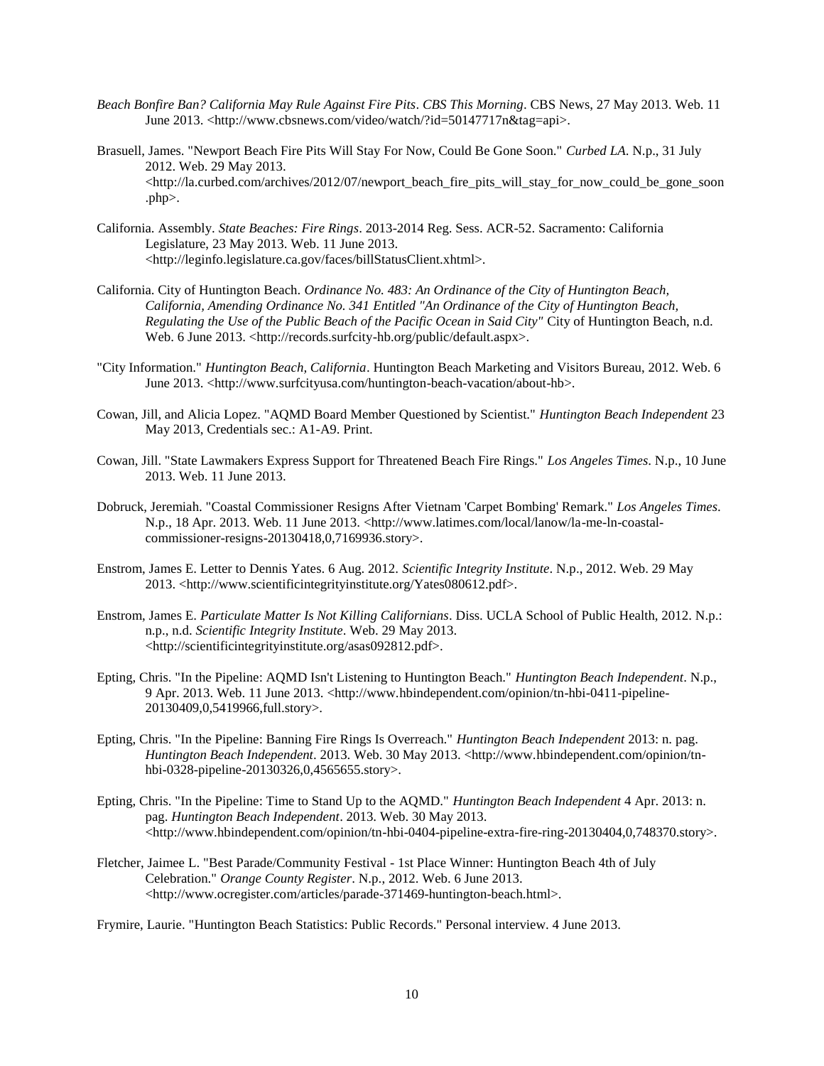*Beach Bonfire Ban? California May Rule Against Fire Pits*. *CBS This Morning*. CBS News, 27 May 2013. Web. 11 June 2013. <http://www.cbsnews.com/video/watch/?id=50147717n&tag=api>.

Brasuell, James. "Newport Beach Fire Pits Will Stay For Now, Could Be Gone Soon." *Curbed LA*. N.p., 31 July 2012. Web. 29 May 2013. <http://la.curbed.com/archives/2012/07/newport_beach_fire_pits_will_stay_for_now_could_be_gone_soon.php>.

California. Assembly. *State Beaches: Fire Rings*. 2013-2014 Reg. Sess. ACR-52. Sacramento: California Legislature, 23 May 2013. Web. 11 June 2013. <http://leginfo.legislature.ca.gov/faces/billStatusClient.xhtml>.

California. City of Huntington Beach. *Ordinance No. 483: An Ordinance of the City of Huntington Beach, California, Amending Ordinance No. 341 Entitled "An Ordinance of the City of Huntington Beach, Regulating the Use of the Public Beach of the Pacific Ocean in Said City"* City of Huntington Beach, n.d. Web. 6 June 2013. <http://records.surfcity-hb.org/public/default.aspx>.

"City Information." *Huntington Beach, California*. Huntington Beach Marketing and Visitors Bureau, 2012. Web. 6 June 2013. <http://www.surfcityusa.com/huntington-beach-vacation/about-hb>.

Cowan, Jill, and Alicia Lopez. "AQMD Board Member Questioned by Scientist." *Huntington Beach Independent* 23 May 2013, Credentials sec.: A1-A9. Print.

Cowan, Jill. "State Lawmakers Express Support for Threatened Beach Fire Rings." *Los Angeles Times*. N.p., 10 June 2013. Web. 11 June 2013.

Dobruck, Jeremiah. "Coastal Commissioner Resigns After Vietnam 'Carpet Bombing' Remark." *Los Angeles Times*. N.p., 18 Apr. 2013. Web. 11 June 2013. <http://www.latimes.com/local/lanow/la-me-ln-coastal-commissioner-resigns-20130418,0,7169936.story>.

Enstrom, James E. Letter to Dennis Yates. 6 Aug. 2012. *Scientific Integrity Institute*. N.p., 2012. Web. 29 May 2013. <http://www.scientificintegrityinstitute.org/Yates080612.pdf>.

Enstrom, James E. *Particulate Matter Is Not Killing Californians*. Diss. UCLA School of Public Health, 2012. N.p.: n.p., n.d. *Scientific Integrity Institute*. Web. 29 May 2013. <http://scientificintegrityinstitute.org/asas092812.pdf>.

Epting, Chris. "In the Pipeline: AQMD Isn't Listening to Huntington Beach." *Huntington Beach Independent*. N.p., 9 Apr. 2013. Web. 11 June 2013. <http://www.hbindependent.com/opinion/tn-hbi-0411-pipeline-20130409,0,5419966,full.story>.

Epting, Chris. "In the Pipeline: Banning Fire Rings Is Overreach." *Huntington Beach Independent* 2013: n. pag. *Huntington Beach Independent*. 2013. Web. 30 May 2013. <http://www.hbindependent.com/opinion/tn-hbi-0328-pipeline-20130326,0,4565655.story>.

Epting, Chris. "In the Pipeline: Time to Stand Up to the AQMD." *Huntington Beach Independent* 4 Apr. 2013: n. pag. *Huntington Beach Independent*. 2013. Web. 30 May 2013. <http://www.hbindependent.com/opinion/tn-hbi-0404-pipeline-extra-fire-ring-20130404,0,748370.story>.

Fletcher, Jaimee L. "Best Parade/Community Festival - 1st Place Winner: Huntington Beach 4th of July Celebration." *Orange County Register*. N.p., 2012. Web. 6 June 2013. <http://www.ocregister.com/articles/parade-371469-huntington-beach.html>.

Frymire, Laurie. "Huntington Beach Statistics: Public Records." Personal interview. 4 June 2013.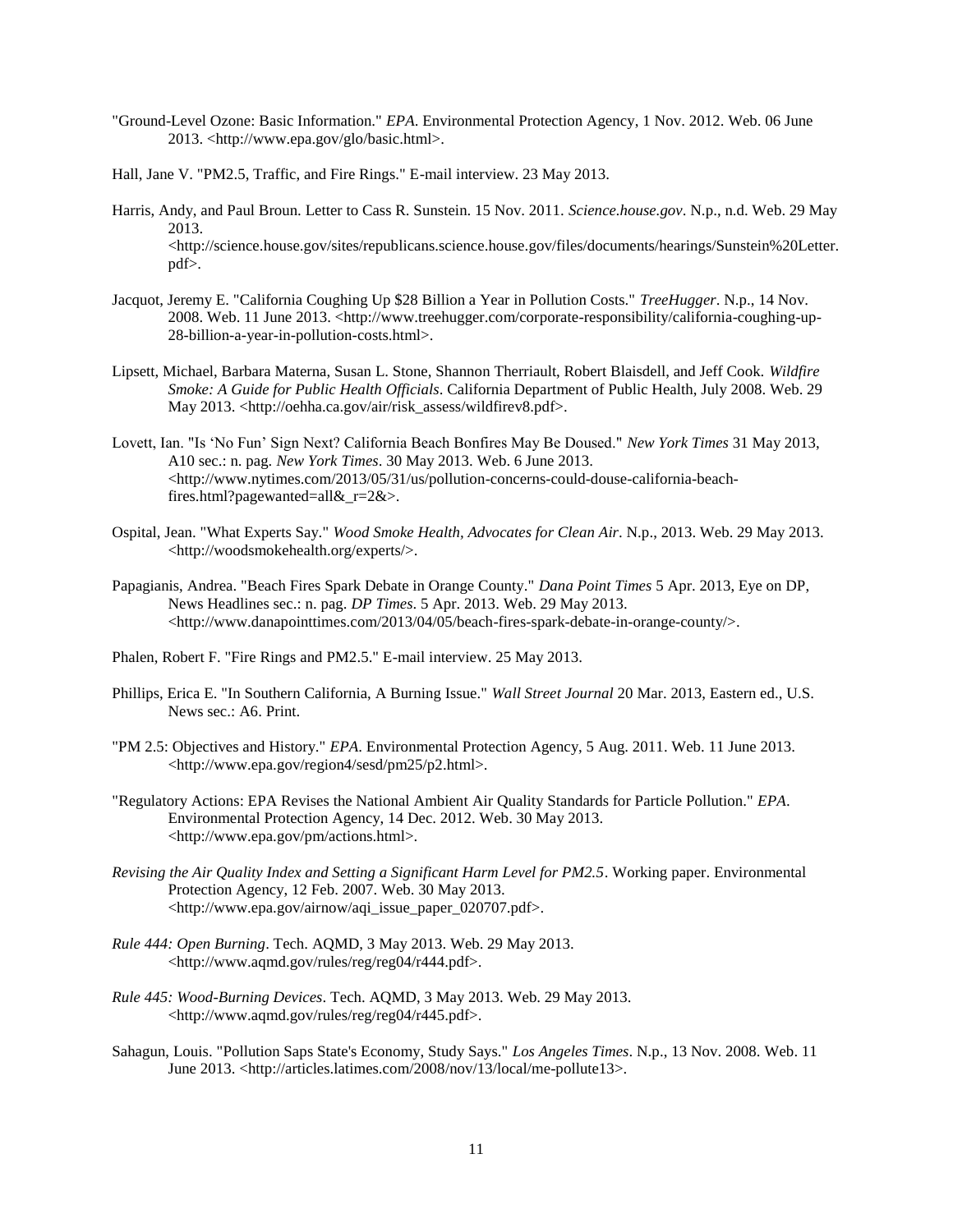"Ground-Level Ozone: Basic Information." *EPA*. Environmental Protection Agency, 1 Nov. 2012. Web. 06 June 2013. <http://www.epa.gov/glo/basic.html>.

Hall, Jane V. "PM2.5, Traffic, and Fire Rings." E-mail interview. 23 May 2013.

Harris, Andy, and Paul Broun. Letter to Cass R. Sunstein. 15 Nov. 2011. *Science.house.gov*. N.p., n.d. Web. 29 May 2013. <http://science.house.gov/sites/republicans.science.house.gov/files/documents/hearings/Sunstein%20Letter.pdf>.

Jacquot, Jeremy E. "California Coughing Up $28 Billion a Year in Pollution Costs." *TreeHugger*. N.p., 14 Nov. 2008. Web. 11 June 2013. <http://www.treehugger.com/corporate-responsibility/california-coughing-up-28-billion-a-year-in-pollution-costs.html>.

Lipsett, Michael, Barbara Materna, Susan L. Stone, Shannon Therriault, Robert Blaisdell, and Jeff Cook. *Wildfire Smoke: A Guide for Public Health Officials*. California Department of Public Health, July 2008. Web. 29 May 2013. <http://oehha.ca.gov/air/risk_assess/wildfirev8.pdf>.

Lovett, Ian. "Is 'No Fun' Sign Next? California Beach Bonfires May Be Doused." *New York Times* 31 May 2013, A10 sec.: n. pag. *New York Times*. 30 May 2013. Web. 6 June 2013. <http://www.nytimes.com/2013/05/31/us/pollution-concerns-could-douse-california-beach-fires.html?pagewanted=all&_r=2&>.

Ospital, Jean. "What Experts Say." *Wood Smoke Health, Advocates for Clean Air*. N.p., 2013. Web. 29 May 2013. <http://woodsmokehealth.org/experts/>.

Papagianis, Andrea. "Beach Fires Spark Debate in Orange County." *Dana Point Times* 5 Apr. 2013, Eye on DP, News Headlines sec.: n. pag. *DP Times*. 5 Apr. 2013. Web. 29 May 2013. <http://www.danapointtimes.com/2013/04/05/beach-fires-spark-debate-in-orange-county/>.

Phalen, Robert F. "Fire Rings and PM2.5." E-mail interview. 25 May 2013.

Phillips, Erica E. "In Southern California, A Burning Issue." *Wall Street Journal* 20 Mar. 2013, Eastern ed., U.S. News sec.: A6. Print.

"PM 2.5: Objectives and History." *EPA*. Environmental Protection Agency, 5 Aug. 2011. Web. 11 June 2013. <http://www.epa.gov/region4/sesd/pm25/p2.html>.

"Regulatory Actions: EPA Revises the National Ambient Air Quality Standards for Particle Pollution." *EPA*. Environmental Protection Agency, 14 Dec. 2012. Web. 30 May 2013. <http://www.epa.gov/pm/actions.html>.

*Revising the Air Quality Index and Setting a Significant Harm Level for PM2.5*. Working paper. Environmental Protection Agency, 12 Feb. 2007. Web. 30 May 2013. <http://www.epa.gov/airnow/aqi_issue_paper_020707.pdf>.

*Rule 444: Open Burning*. Tech. AQMD, 3 May 2013. Web. 29 May 2013. <http://www.aqmd.gov/rules/reg/reg04/r444.pdf>.

*Rule 445: Wood-Burning Devices*. Tech. AQMD, 3 May 2013. Web. 29 May 2013. <http://www.aqmd.gov/rules/reg/reg04/r445.pdf>.

Sahagun, Louis. "Pollution Saps State's Economy, Study Says." *Los Angeles Times*. N.p., 13 Nov. 2008. Web. 11 June 2013. <http://articles.latimes.com/2008/nov/13/local/me-pollute13>.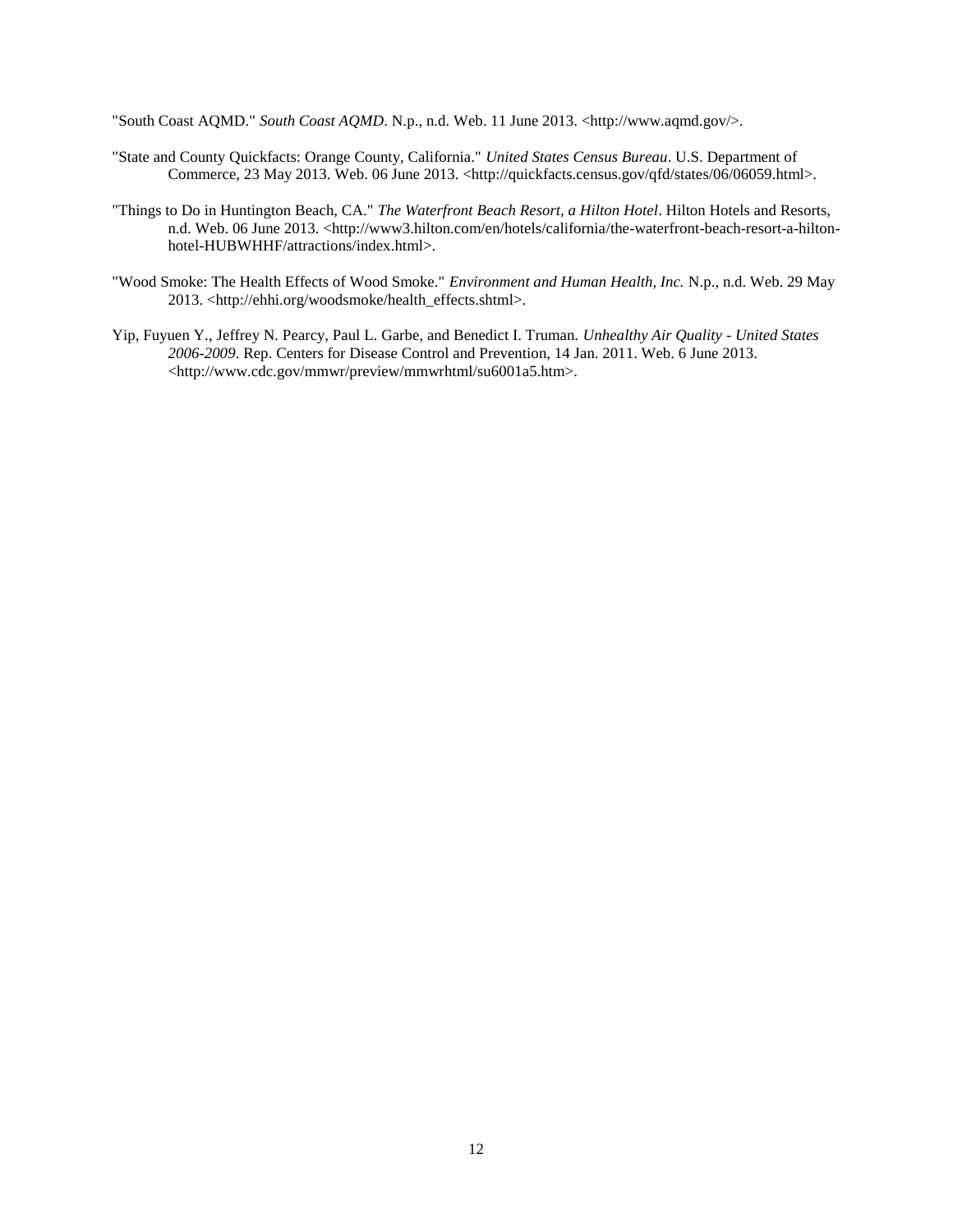"South Coast AQMD." *South Coast AQMD*. N.p., n.d. Web. 11 June 2013. <http://www.aqmd.gov/>.

"State and County Quickfacts: Orange County, California." *United States Census Bureau*. U.S. Department of Commerce, 23 May 2013. Web. 06 June 2013. <http://quickfacts.census.gov/qfd/states/06/06059.html>.

"Things to Do in Huntington Beach, CA." *The Waterfront Beach Resort, a Hilton Hotel*. Hilton Hotels and Resorts, n.d. Web. 06 June 2013. <http://www3.hilton.com/en/hotels/california/the-waterfront-beach-resort-a-hilton-hotel-HUBWHHF/attractions/index.html>.

"Wood Smoke: The Health Effects of Wood Smoke." *Environment and Human Health, Inc.* N.p., n.d. Web. 29 May 2013. <http://ehhi.org/woodsmoke/health_effects.shtml>.

Yip, Fuyuen Y., Jeffrey N. Pearcy, Paul L. Garbe, and Benedict I. Truman. *Unhealthy Air Quality - United States 2006-2009*. Rep. Centers for Disease Control and Prevention, 14 Jan. 2011. Web. 6 June 2013. <http://www.cdc.gov/mmwr/preview/mmwrhtml/su6001a5.htm>.